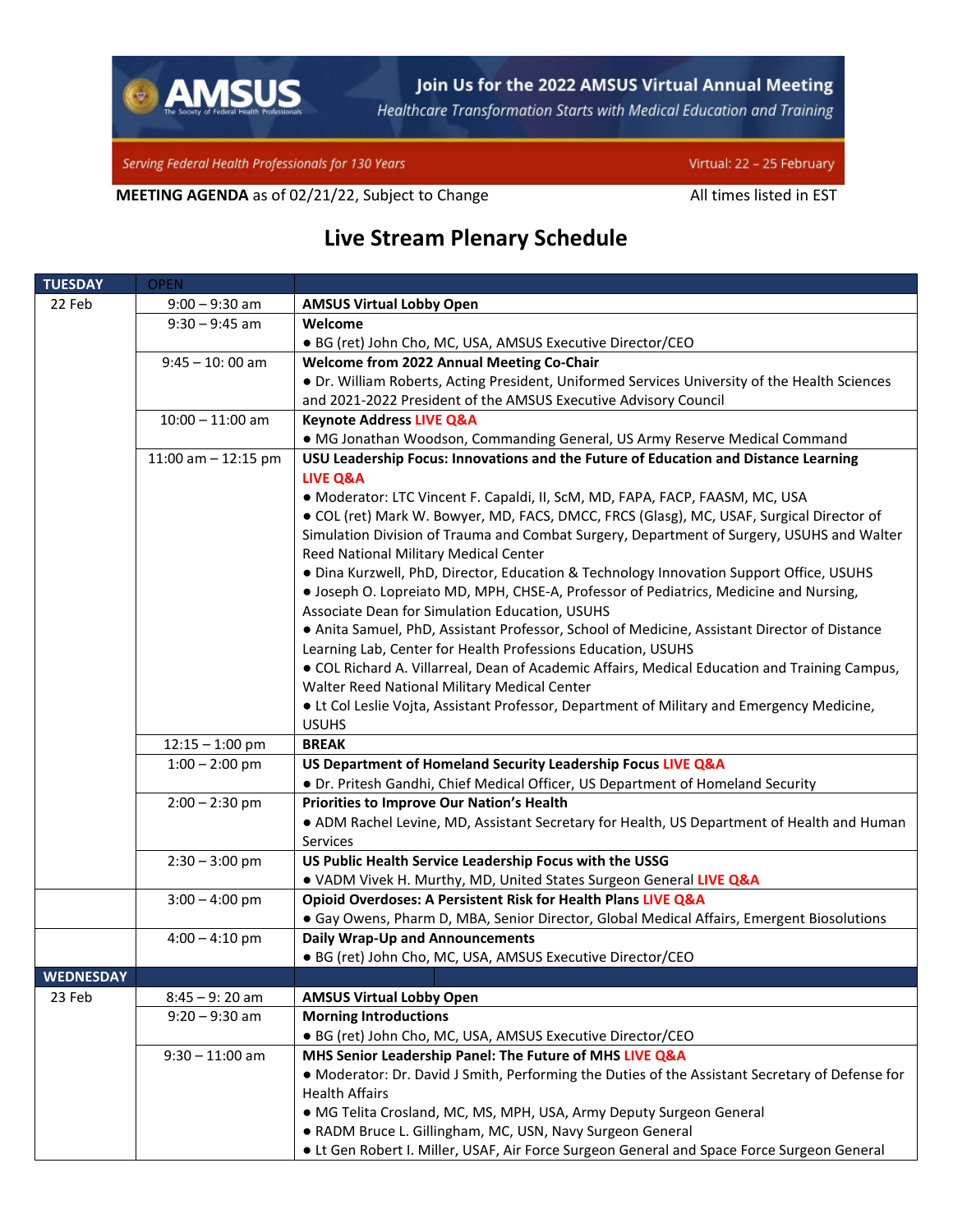Join Us for the 2022 AMSUS Virtual Annual Meeting

*Healthcare Transformation Starts with Medical Education and Training*

*Serving Federal Health Professionals for 130 Years* — Virtual: 22 – 25 February

**MEETING AGENDA** as of 02/21/22, Subject to Change — All times listed in EST

# Live Stream Plenary Schedule

| TUESDAY | OPEN | |
|---|---|---|
| 22 Feb | 9:00 – 9:30 am | **AMSUS Virtual Lobby Open** |
| | 9:30 – 9:45 am | **Welcome**<br>● BG (ret) John Cho, MC, USA, AMSUS Executive Director/CEO |
| | 9:45 – 10: 00 am | **Welcome from 2022 Annual Meeting Co-Chair**<br>● Dr. William Roberts, Acting President, Uniformed Services University of the Health Sciences and 2021-2022 President of the AMSUS Executive Advisory Council |
| | 10:00 – 11:00 am | **Keynote Address LIVE Q&A**<br>● MG Jonathan Woodson, Commanding General, US Army Reserve Medical Command |
| | 11:00 am – 12:15 pm | **USU Leadership Focus: Innovations and the Future of Education and Distance Learning LIVE Q&A**<br>● Moderator: LTC Vincent F. Capaldi, II, ScM, MD, FAPA, FACP, FAASM, MC, USA<br>● COL (ret) Mark W. Bowyer, MD, FACS, DMCC, FRCS (Glasg), MC, USAF, Surgical Director of Simulation Division of Trauma and Combat Surgery, Department of Surgery, USUHS and Walter Reed National Military Medical Center<br>● Dina Kurzwell, PhD, Director, Education & Technology Innovation Support Office, USUHS<br>● Joseph O. Lopreiato MD, MPH, CHSE-A, Professor of Pediatrics, Medicine and Nursing, Associate Dean for Simulation Education, USUHS<br>● Anita Samuel, PhD, Assistant Professor, School of Medicine, Assistant Director of Distance Learning Lab, Center for Health Professions Education, USUHS<br>● COL Richard A. Villarreal, Dean of Academic Affairs, Medical Education and Training Campus, Walter Reed National Military Medical Center<br>● Lt Col Leslie Vojta, Assistant Professor, Department of Military and Emergency Medicine, USUHS |
| | 12:15 – 1:00 pm | **BREAK** |
| | 1:00 – 2:00 pm | **US Department of Homeland Security Leadership Focus LIVE Q&A**<br>● Dr. Pritesh Gandhi, Chief Medical Officer, US Department of Homeland Security |
| | 2:00 – 2:30 pm | **Priorities to Improve Our Nation's Health**<br>● ADM Rachel Levine, MD, Assistant Secretary for Health, US Department of Health and Human Services |
| | 2:30 – 3:00 pm | **US Public Health Service Leadership Focus with the USSG**<br>● VADM Vivek H. Murthy, MD, United States Surgeon General **LIVE Q&A** |
| | 3:00 – 4:00 pm | **Opioid Overdoses: A Persistent Risk for Health Plans LIVE Q&A**<br>● Gay Owens, Pharm D, MBA, Senior Director, Global Medical Affairs, Emergent Biosolutions |
| | 4:00 – 4:10 pm | **Daily Wrap-Up and Announcements**<br>● BG (ret) John Cho, MC, USA, AMSUS Executive Director/CEO |
| **WEDNESDAY** | | |
| 23 Feb | 8:45 – 9: 20 am | **AMSUS Virtual Lobby Open** |
| | 9:20 – 9:30 am | **Morning Introductions**<br>● BG (ret) John Cho, MC, USA, AMSUS Executive Director/CEO |
| | 9:30 – 11:00 am | **MHS Senior Leadership Panel: The Future of MHS LIVE Q&A**<br>● Moderator: Dr. David J Smith, Performing the Duties of the Assistant Secretary of Defense for Health Affairs<br>● MG Telita Crosland, MC, MS, MPH, USA, Army Deputy Surgeon General<br>● RADM Bruce L. Gillingham, MC, USN, Navy Surgeon General<br>● Lt Gen Robert I. Miller, USAF, Air Force Surgeon General and Space Force Surgeon General |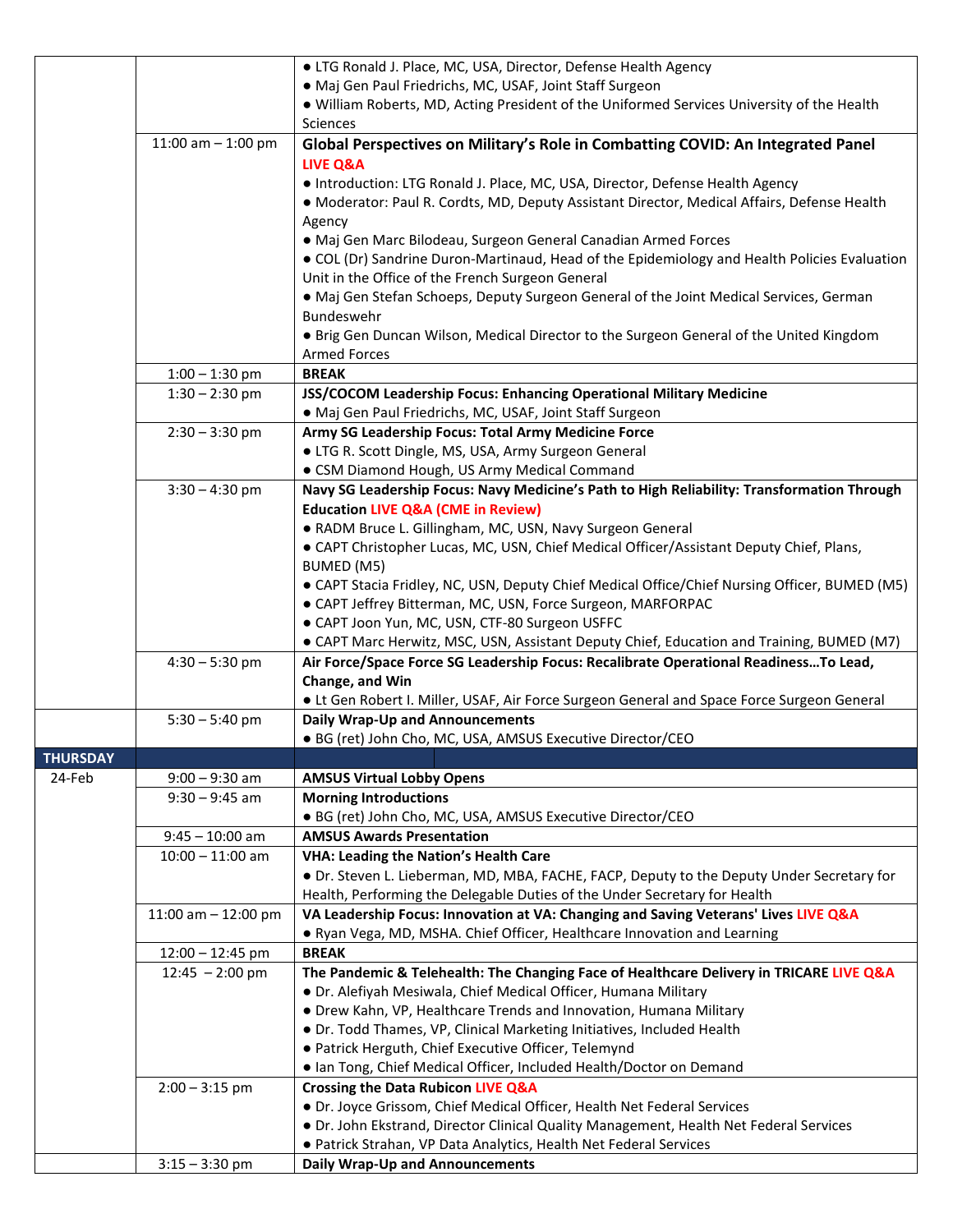| | | |
|---|---|---|
| | | ● LTG Ronald J. Place, MC, USA, Director, Defense Health Agency<br>● Maj Gen Paul Friedrichs, MC, USAF, Joint Staff Surgeon<br>● William Roberts, MD, Acting President of the Uniformed Services University of the Health Sciences |
| | 11:00 am – 1:00 pm | **Global Perspectives on Military's Role in Combatting COVID: An Integrated Panel**<br>**LIVE Q&A**<br>● Introduction: LTG Ronald J. Place, MC, USA, Director, Defense Health Agency<br>● Moderator: Paul R. Cordts, MD, Deputy Assistant Director, Medical Affairs, Defense Health Agency<br>● Maj Gen Marc Bilodeau, Surgeon General Canadian Armed Forces<br>● COL (Dr) Sandrine Duron-Martinaud, Head of the Epidemiology and Health Policies Evaluation Unit in the Office of the French Surgeon General<br>● Maj Gen Stefan Schoeps, Deputy Surgeon General of the Joint Medical Services, German Bundeswehr<br>● Brig Gen Duncan Wilson, Medical Director to the Surgeon General of the United Kingdom Armed Forces |
| | 1:00 – 1:30 pm | **BREAK** |
| | 1:30 – 2:30 pm | **JSS/COCOM Leadership Focus: Enhancing Operational Military Medicine**<br>● Maj Gen Paul Friedrichs, MC, USAF, Joint Staff Surgeon |
| | 2:30 – 3:30 pm | **Army SG Leadership Focus: Total Army Medicine Force**<br>● LTG R. Scott Dingle, MS, USA, Army Surgeon General<br>● CSM Diamond Hough, US Army Medical Command |
| | 3:30 – 4:30 pm | **Navy SG Leadership Focus: Navy Medicine's Path to High Reliability: Transformation Through Education LIVE Q&A (CME in Review)**<br>● RADM Bruce L. Gillingham, MC, USN, Navy Surgeon General<br>● CAPT Christopher Lucas, MC, USN, Chief Medical Officer/Assistant Deputy Chief, Plans, BUMED (M5)<br>● CAPT Stacia Fridley, NC, USN, Deputy Chief Medical Office/Chief Nursing Officer, BUMED (M5)<br>● CAPT Jeffrey Bitterman, MC, USN, Force Surgeon, MARFORPAC<br>● CAPT Joon Yun, MC, USN, CTF-80 Surgeon USFFC<br>● CAPT Marc Herwitz, MSC, USN, Assistant Deputy Chief, Education and Training, BUMED (M7) |
| | 4:30 – 5:30 pm | **Air Force/Space Force SG Leadership Focus: Recalibrate Operational Readiness…To Lead, Change, and Win**<br>● Lt Gen Robert I. Miller, USAF, Air Force Surgeon General and Space Force Surgeon General |
| | 5:30 – 5:40 pm | **Daily Wrap-Up and Announcements**<br>● BG (ret) John Cho, MC, USA, AMSUS Executive Director/CEO |
| **THURSDAY** | | |
| 24-Feb | 9:00 – 9:30 am | **AMSUS Virtual Lobby Opens** |
| | 9:30 – 9:45 am | **Morning Introductions**<br>● BG (ret) John Cho, MC, USA, AMSUS Executive Director/CEO |
| | 9:45 – 10:00 am | **AMSUS Awards Presentation** |
| | 10:00 – 11:00 am | **VHA: Leading the Nation's Health Care**<br>● Dr. Steven L. Lieberman, MD, MBA, FACHE, FACP, Deputy to the Deputy Under Secretary for Health, Performing the Delegable Duties of the Under Secretary for Health |
| | 11:00 am – 12:00 pm | **VA Leadership Focus: Innovation at VA: Changing and Saving Veterans' Lives LIVE Q&A**<br>● Ryan Vega, MD, MSHA. Chief Officer, Healthcare Innovation and Learning |
| | 12:00 – 12:45 pm | **BREAK** |
| | 12:45 – 2:00 pm | **The Pandemic & Telehealth: The Changing Face of Healthcare Delivery in TRICARE LIVE Q&A**<br>● Dr. Alefiyah Mesiwala, Chief Medical Officer, Humana Military<br>● Drew Kahn, VP, Healthcare Trends and Innovation, Humana Military<br>● Dr. Todd Thames, VP, Clinical Marketing Initiatives, Included Health<br>● Patrick Herguth, Chief Executive Officer, Telemynd<br>● Ian Tong, Chief Medical Officer, Included Health/Doctor on Demand |
| | 2:00 – 3:15 pm | **Crossing the Data Rubicon LIVE Q&A**<br>● Dr. Joyce Grissom, Chief Medical Officer, Health Net Federal Services<br>● Dr. John Ekstrand, Director Clinical Quality Management, Health Net Federal Services<br>● Patrick Strahan, VP Data Analytics, Health Net Federal Services |
| | 3:15 – 3:30 pm | **Daily Wrap-Up and Announcements** |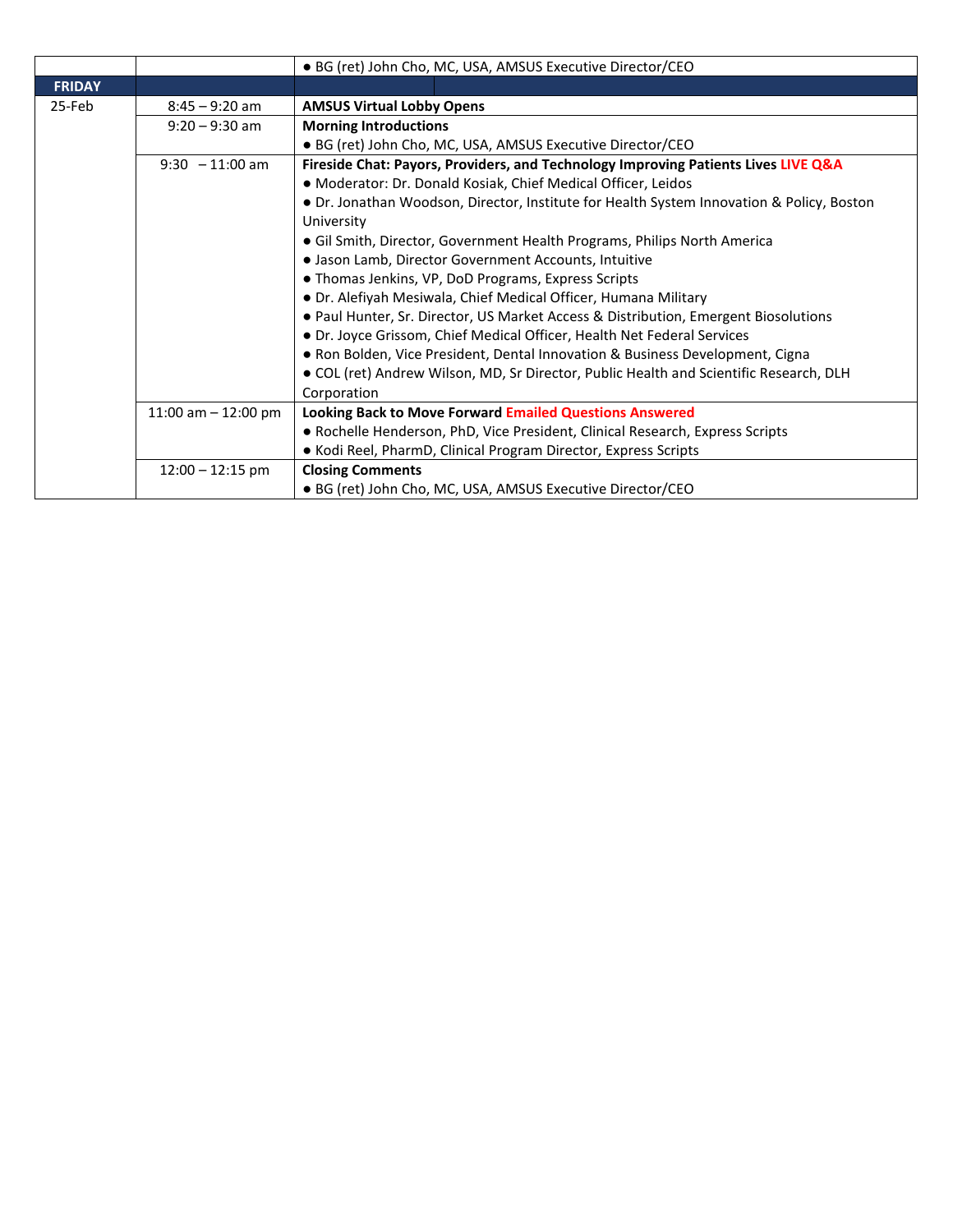| | | |
|---|---|---|
| | | ● BG (ret) John Cho, MC, USA, AMSUS Executive Director/CEO |
| **FRIDAY** | | |
| 25-Feb | 8:45 – 9:20 am | **AMSUS Virtual Lobby Opens** |
| | 9:20 – 9:30 am | **Morning Introductions**<br>● BG (ret) John Cho, MC, USA, AMSUS Executive Director/CEO |
| | 9:30 – 11:00 am | **Fireside Chat: Payors, Providers, and Technology Improving Patients Lives** LIVE Q&A<br>● Moderator: Dr. Donald Kosiak, Chief Medical Officer, Leidos<br>● Dr. Jonathan Woodson, Director, Institute for Health System Innovation & Policy, Boston University<br>● Gil Smith, Director, Government Health Programs, Philips North America<br>● Jason Lamb, Director Government Accounts, Intuitive<br>● Thomas Jenkins, VP, DoD Programs, Express Scripts<br>● Dr. Alefiyah Mesiwala, Chief Medical Officer, Humana Military<br>● Paul Hunter, Sr. Director, US Market Access & Distribution, Emergent Biosolutions<br>● Dr. Joyce Grissom, Chief Medical Officer, Health Net Federal Services<br>● Ron Bolden, Vice President, Dental Innovation & Business Development, Cigna<br>● COL (ret) Andrew Wilson, MD, Sr Director, Public Health and Scientific Research, DLH Corporation |
| | 11:00 am – 12:00 pm | **Looking Back to Move Forward** Emailed Questions Answered<br>● Rochelle Henderson, PhD, Vice President, Clinical Research, Express Scripts<br>● Kodi Reel, PharmD, Clinical Program Director, Express Scripts |
| | 12:00 – 12:15 pm | **Closing Comments**<br>● BG (ret) John Cho, MC, USA, AMSUS Executive Director/CEO |